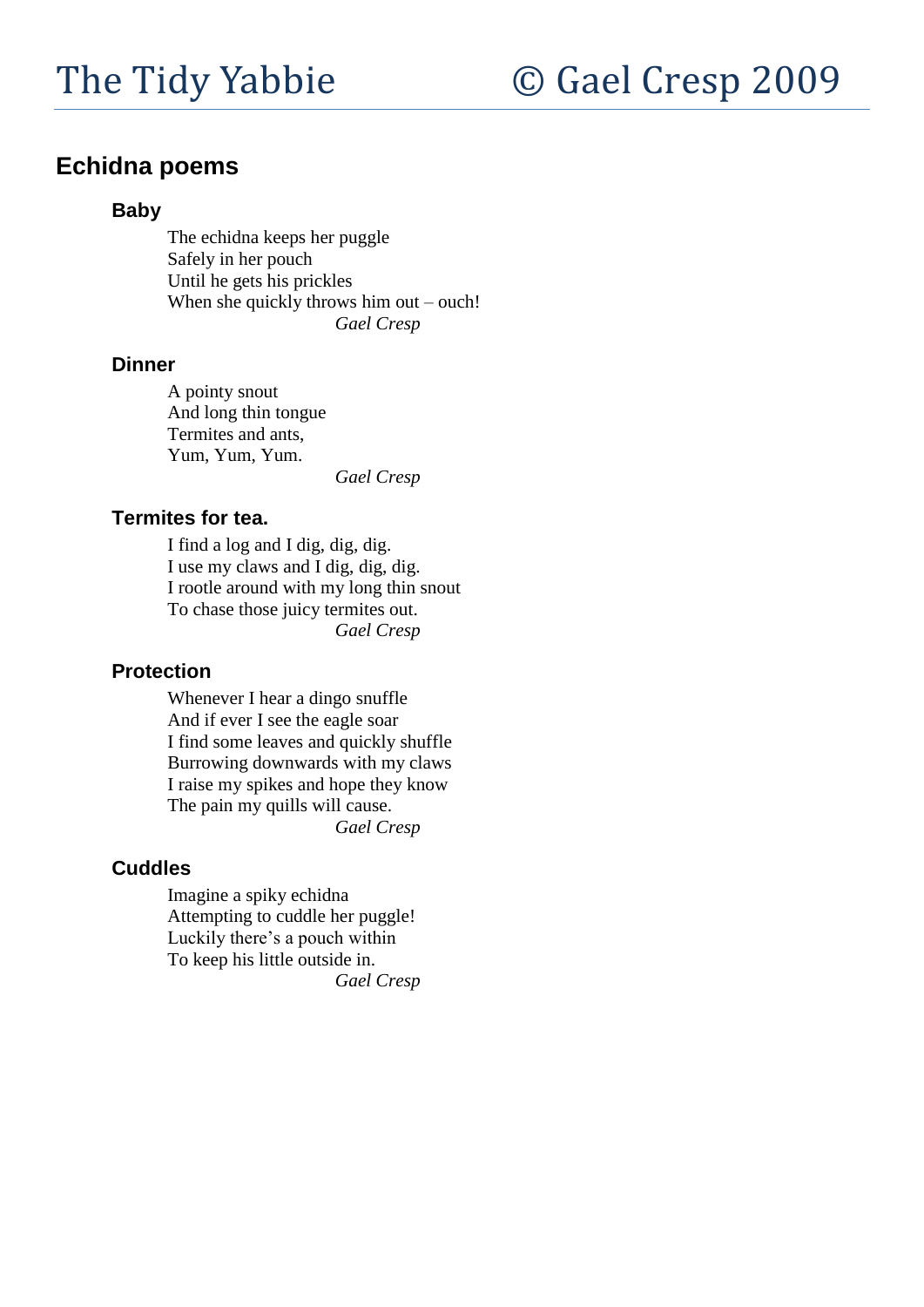# Echidna poems

### Baby

The echidna keeps her puggle
Safely in her pouch
Until he gets his prickles
When she quickly throws him out – ouch!

*Gael Cresp*

### Dinner

A pointy snout
And long thin tongue
Termites and ants,
Yum, Yum, Yum.

*Gael Cresp*

### Termites for tea.

I find a log and I dig, dig, dig.
I use my claws and I dig, dig, dig.
I rootle around with my long thin snout
To chase those juicy termites out.

*Gael Cresp*

### Protection

Whenever I hear a dingo snuffle
And if ever I see the eagle soar
I find some leaves and quickly shuffle
Burrowing downwards with my claws
I raise my spikes and hope they know
The pain my quills will cause.

*Gael Cresp*

### Cuddles

Imagine a spiky echidna
Attempting to cuddle her puggle!
Luckily there's a pouch within
To keep his little outside in.

*Gael Cresp*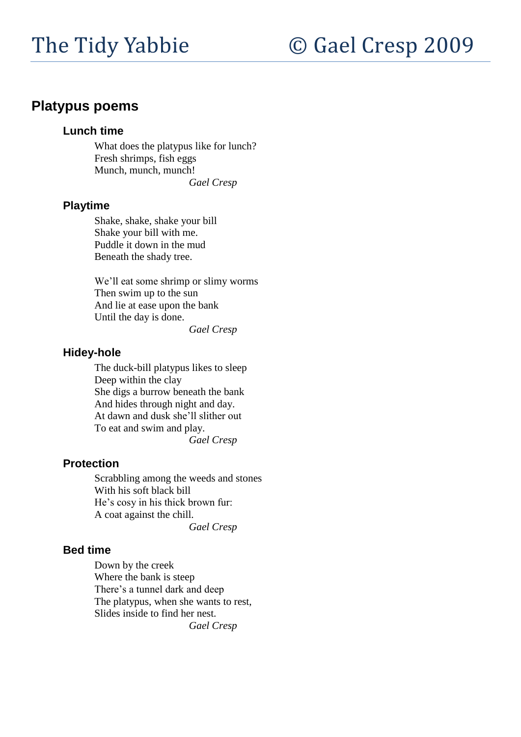## Platypus poems

### Lunch time

What does the platypus like for lunch?
Fresh shrimps, fish eggs
Munch, munch, munch!

*Gael Cresp*

### Playtime

Shake, shake, shake your bill
Shake your bill with me.
Puddle it down in the mud
Beneath the shady tree.

We'll eat some shrimp or slimy worms
Then swim up to the sun
And lie at ease upon the bank
Until the day is done.

*Gael Cresp*

### Hidey-hole

The duck-bill platypus likes to sleep
Deep within the clay
She digs a burrow beneath the bank
And hides through night and day.
At dawn and dusk she'll slither out
To eat and swim and play.

*Gael Cresp*

### Protection

Scrabbling among the weeds and stones
With his soft black bill
He's cosy in his thick brown fur:
A coat against the chill.

*Gael Cresp*

### Bed time

Down by the creek
Where the bank is steep
There's a tunnel dark and deep
The platypus, when she wants to rest,
Slides inside to find her nest.

*Gael Cresp*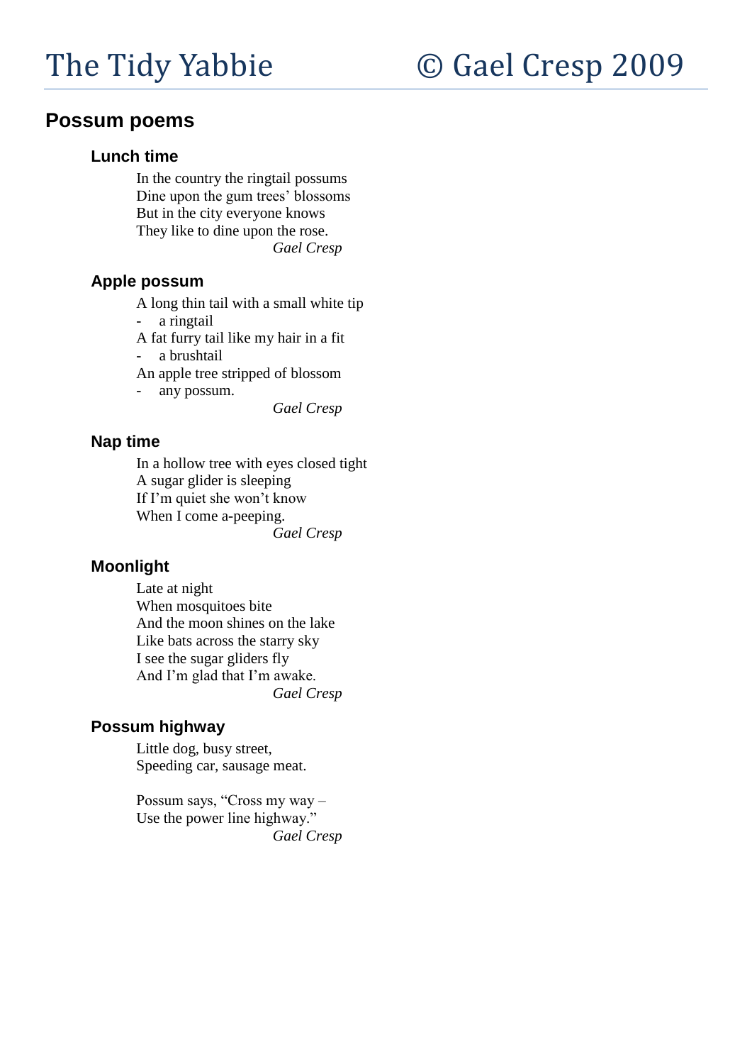## Possum poems

### Lunch time

In the country the ringtail possums
Dine upon the gum trees' blossoms
But in the city everyone knows
They like to dine upon the rose.

*Gael Cresp*

### Apple possum

A long thin tail with a small white tip
- a ringtail

A fat furry tail like my hair in a fit
- a brushtail

An apple tree stripped of blossom
- any possum.

*Gael Cresp*

### Nap time

In a hollow tree with eyes closed tight
A sugar glider is sleeping
If I'm quiet she won't know
When I come a-peeping.

*Gael Cresp*

### Moonlight

Late at night
When mosquitoes bite
And the moon shines on the lake
Like bats across the starry sky
I see the sugar gliders fly
And I'm glad that I'm awake.

*Gael Cresp*

### Possum highway

Little dog, busy street,
Speeding car, sausage meat.

Possum says, "Cross my way –
Use the power line highway."

*Gael Cresp*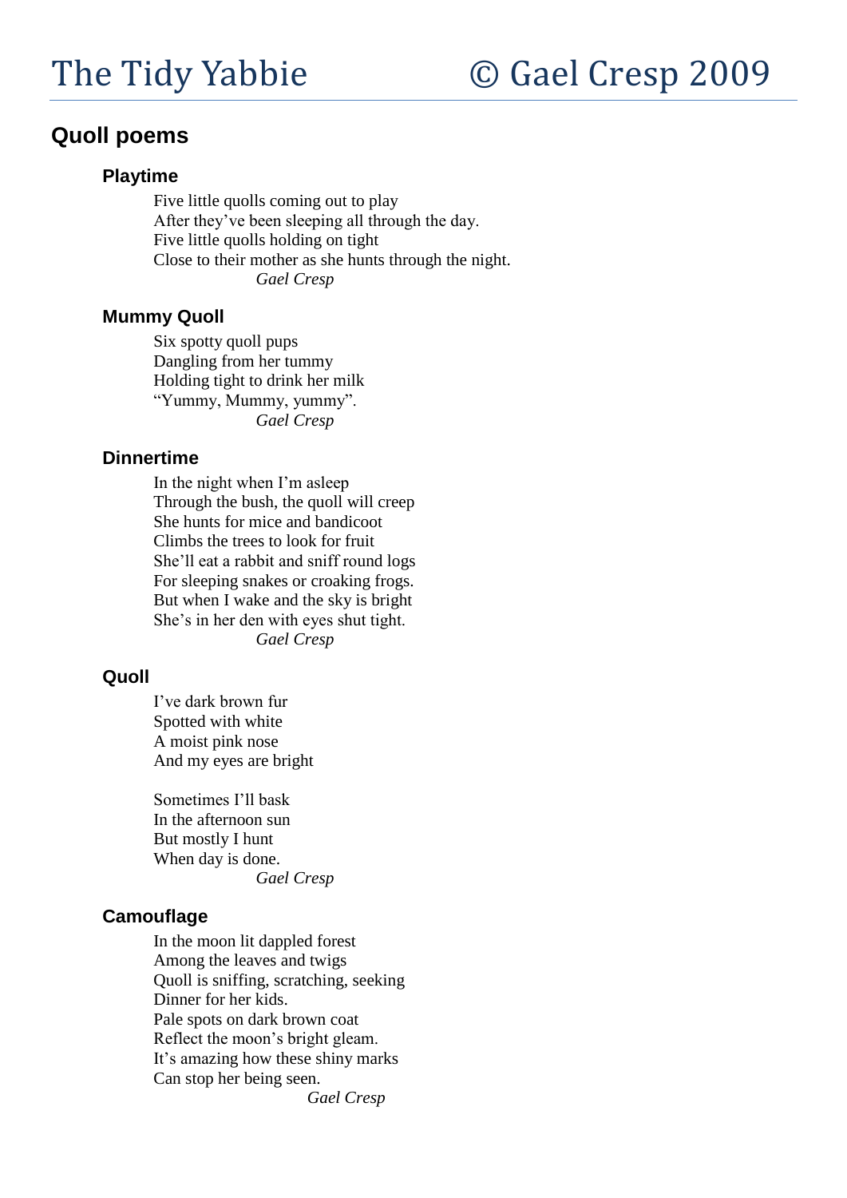## Quoll poems

### Playtime

Five little quolls coming out to play
After they've been sleeping all through the day.
Five little quolls holding on tight
Close to their mother as she hunts through the night.
*Gael Cresp*

### Mummy Quoll

Six spotty quoll pups
Dangling from her tummy
Holding tight to drink her milk
"Yummy, Mummy, yummy".
*Gael Cresp*

### Dinnertime

In the night when I'm asleep
Through the bush, the quoll will creep
She hunts for mice and bandicoot
Climbs the trees to look for fruit
She'll eat a rabbit and sniff round logs
For sleeping snakes or croaking frogs.
But when I wake and the sky is bright
She's in her den with eyes shut tight.
*Gael Cresp*

### Quoll

I've dark brown fur
Spotted with white
A moist pink nose
And my eyes are bright

Sometimes I'll bask
In the afternoon sun
But mostly I hunt
When day is done.
*Gael Cresp*

### Camouflage

In the moon lit dappled forest
Among the leaves and twigs
Quoll is sniffing, scratching, seeking
Dinner for her kids.
Pale spots on dark brown coat
Reflect the moon's bright gleam.
It's amazing how these shiny marks
Can stop her being seen.
*Gael Cresp*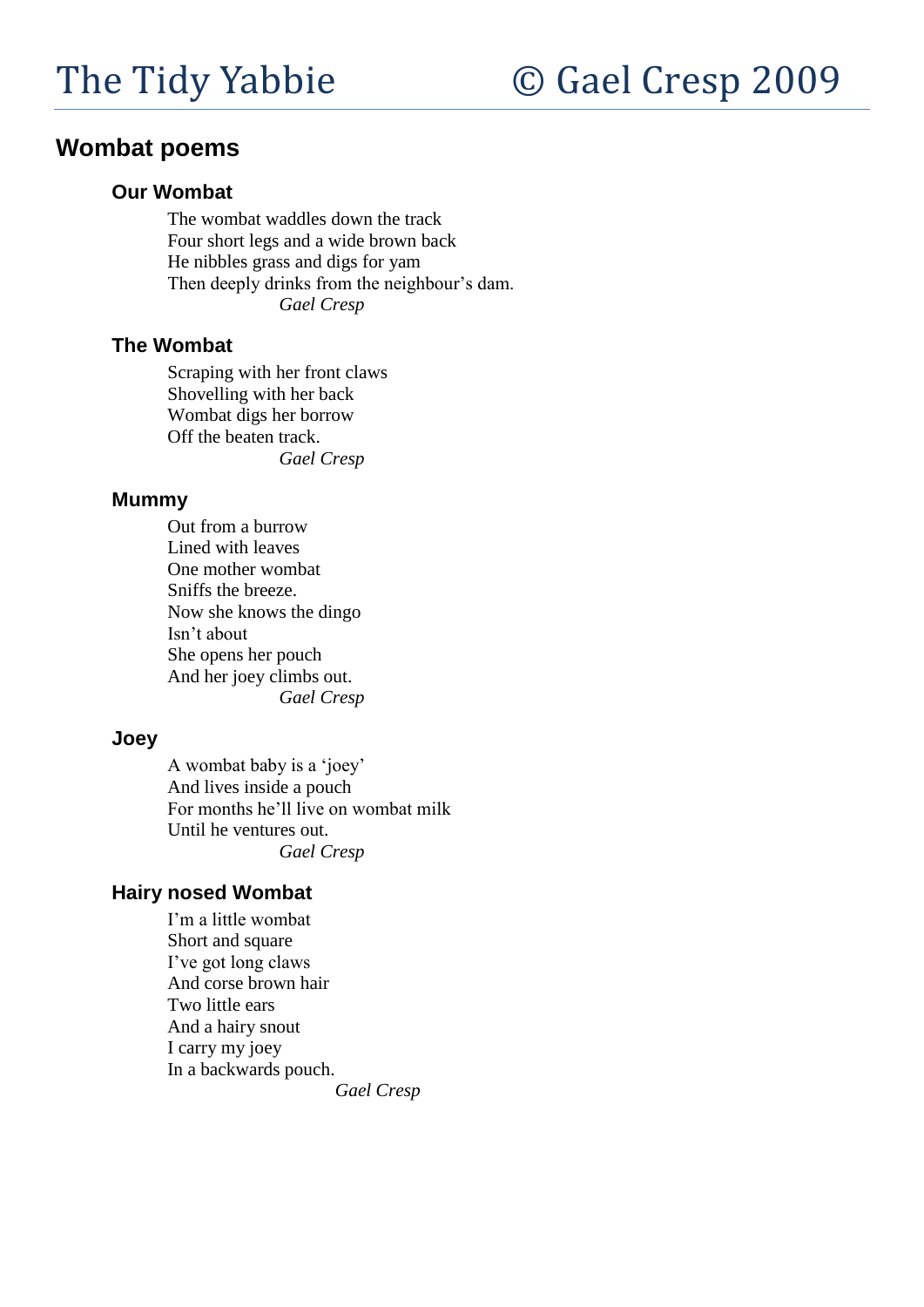## Wombat poems

### Our Wombat

The wombat waddles down the track  
Four short legs and a wide brown back  
He nibbles grass and digs for yam  
Then deeply drinks from the neighbour's dam.  
*Gael Cresp*

### The Wombat

Scraping with her front claws  
Shovelling with her back  
Wombat digs her borrow  
Off the beaten track.  
*Gael Cresp*

### Mummy

Out from a burrow  
Lined with leaves  
One mother wombat  
Sniffs the breeze.  
Now she knows the dingo  
Isn't about  
She opens her pouch  
And her joey climbs out.  
*Gael Cresp*

### Joey

A wombat baby is a 'joey'  
And lives inside a pouch  
For months he'll live on wombat milk  
Until he ventures out.  
*Gael Cresp*

### Hairy nosed Wombat

I'm a little wombat  
Short and square  
I've got long claws  
And corse brown hair  
Two little ears  
And a hairy snout  
I carry my joey  
In a backwards pouch.  
*Gael Cresp*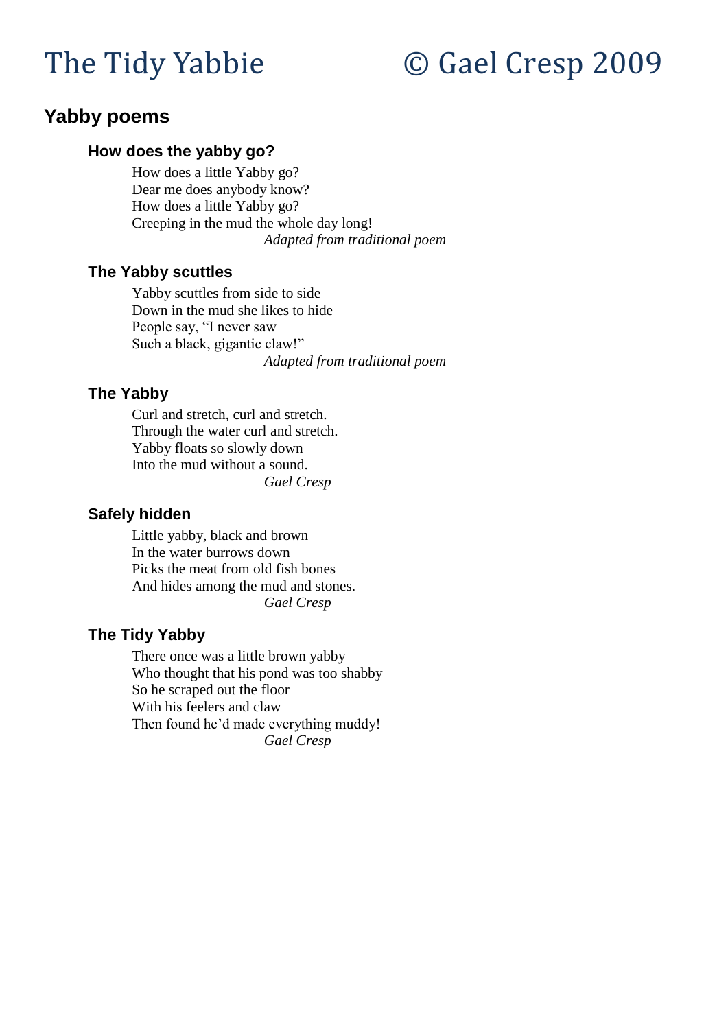## Yabby poems

### How does the yabby go?

How does a little Yabby go?
Dear me does anybody know?
How does a little Yabby go?
Creeping in the mud the whole day long!
*Adapted from traditional poem*

### The Yabby scuttles

Yabby scuttles from side to side
Down in the mud she likes to hide
People say, "I never saw
Such a black, gigantic claw!"
*Adapted from traditional poem*

### The Yabby

Curl and stretch, curl and stretch.
Through the water curl and stretch.
Yabby floats so slowly down
Into the mud without a sound.
*Gael Cresp*

### Safely hidden

Little yabby, black and brown
In the water burrows down
Picks the meat from old fish bones
And hides among the mud and stones.
*Gael Cresp*

### The Tidy Yabby

There once was a little brown yabby
Who thought that his pond was too shabby
So he scraped out the floor
With his feelers and claw
Then found he'd made everything muddy!
*Gael Cresp*